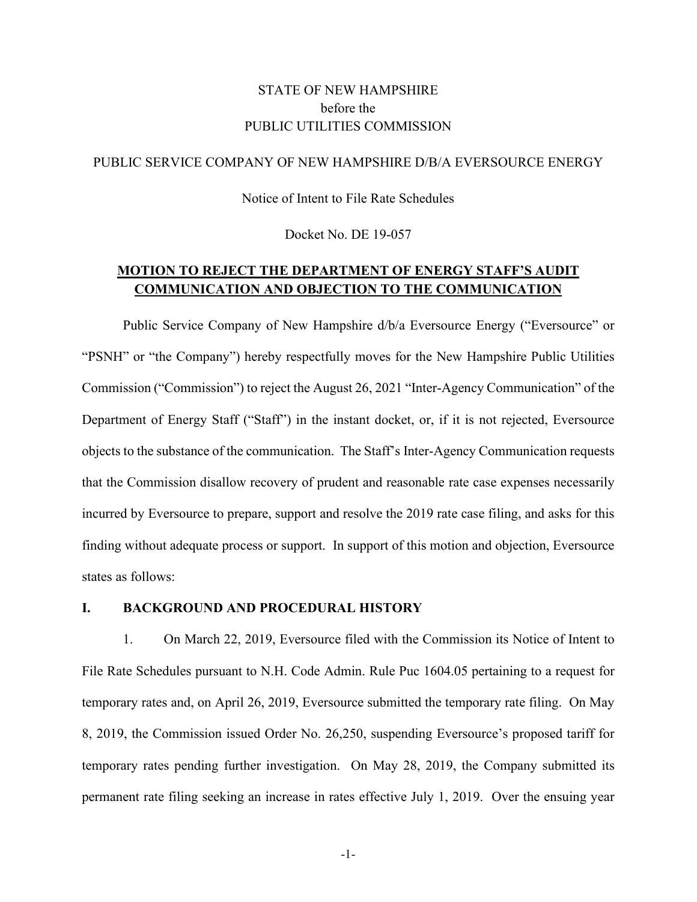STATE OF NEW HAMPSHIRE
before the
PUBLIC UTILITIES COMMISSION

PUBLIC SERVICE COMPANY OF NEW HAMPSHIRE D/B/A EVERSOURCE ENERGY

Notice of Intent to File Rate Schedules

Docket No. DE 19-057

**MOTION TO REJECT THE DEPARTMENT OF ENERGY STAFF'S AUDIT COMMUNICATION AND OBJECTION TO THE COMMUNICATION**

Public Service Company of New Hampshire d/b/a Eversource Energy ("Eversource" or "PSNH" or "the Company") hereby respectfully moves for the New Hampshire Public Utilities Commission ("Commission") to reject the August 26, 2021 "Inter-Agency Communication" of the Department of Energy Staff ("Staff") in the instant docket, or, if it is not rejected, Eversource objects to the substance of the communication. The Staff's Inter-Agency Communication requests that the Commission disallow recovery of prudent and reasonable rate case expenses necessarily incurred by Eversource to prepare, support and resolve the 2019 rate case filing, and asks for this finding without adequate process or support. In support of this motion and objection, Eversource states as follows:

## I. BACKGROUND AND PROCEDURAL HISTORY

1. On March 22, 2019, Eversource filed with the Commission its Notice of Intent to File Rate Schedules pursuant to N.H. Code Admin. Rule Puc 1604.05 pertaining to a request for temporary rates and, on April 26, 2019, Eversource submitted the temporary rate filing. On May 8, 2019, the Commission issued Order No. 26,250, suspending Eversource's proposed tariff for temporary rates pending further investigation. On May 28, 2019, the Company submitted its permanent rate filing seeking an increase in rates effective July 1, 2019. Over the ensuing year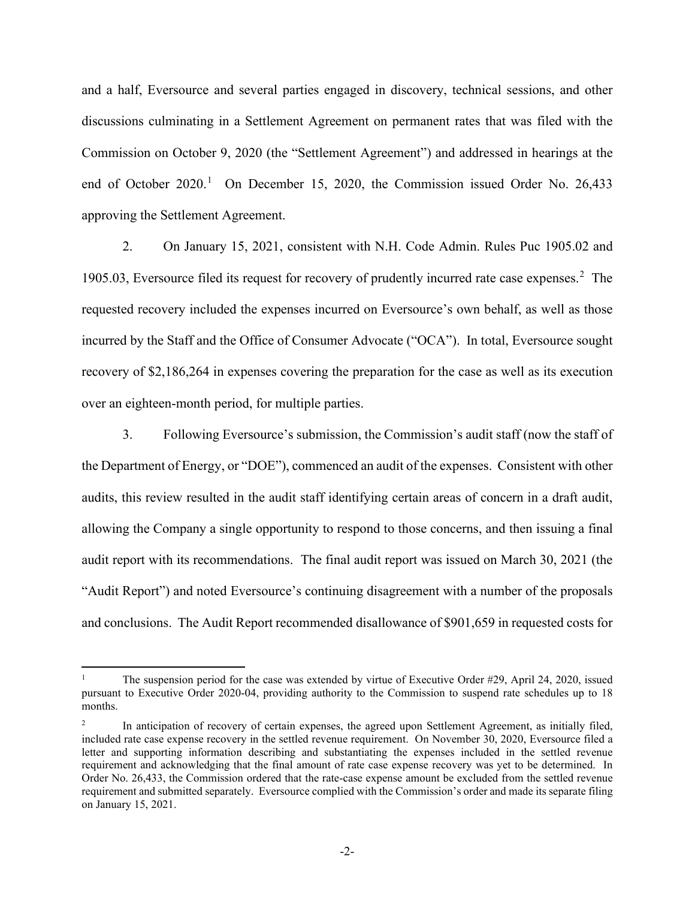and a half, Eversource and several parties engaged in discovery, technical sessions, and other discussions culminating in a Settlement Agreement on permanent rates that was filed with the Commission on October 9, 2020 (the "Settlement Agreement") and addressed in hearings at the end of October 2020.[1] On December 15, 2020, the Commission issued Order No. 26,433 approving the Settlement Agreement.

2. On January 15, 2021, consistent with N.H. Code Admin. Rules Puc 1905.02 and 1905.03, Eversource filed its request for recovery of prudently incurred rate case expenses.[2] The requested recovery included the expenses incurred on Eversource's own behalf, as well as those incurred by the Staff and the Office of Consumer Advocate ("OCA"). In total, Eversource sought recovery of $2,186,264 in expenses covering the preparation for the case as well as its execution over an eighteen-month period, for multiple parties.

3. Following Eversource's submission, the Commission's audit staff (now the staff of the Department of Energy, or "DOE"), commenced an audit of the expenses. Consistent with other audits, this review resulted in the audit staff identifying certain areas of concern in a draft audit, allowing the Company a single opportunity to respond to those concerns, and then issuing a final audit report with its recommendations. The final audit report was issued on March 30, 2021 (the "Audit Report") and noted Eversource's continuing disagreement with a number of the proposals and conclusions. The Audit Report recommended disallowance of $901,659 in requested costs for

---

[1] The suspension period for the case was extended by virtue of Executive Order #29, April 24, 2020, issued pursuant to Executive Order 2020-04, providing authority to the Commission to suspend rate schedules up to 18 months.

[2] In anticipation of recovery of certain expenses, the agreed upon Settlement Agreement, as initially filed, included rate case expense recovery in the settled revenue requirement. On November 30, 2020, Eversource filed a letter and supporting information describing and substantiating the expenses included in the settled revenue requirement and acknowledging that the final amount of rate case expense recovery was yet to be determined. In Order No. 26,433, the Commission ordered that the rate-case expense amount be excluded from the settled revenue requirement and submitted separately. Eversource complied with the Commission's order and made its separate filing on January 15, 2021.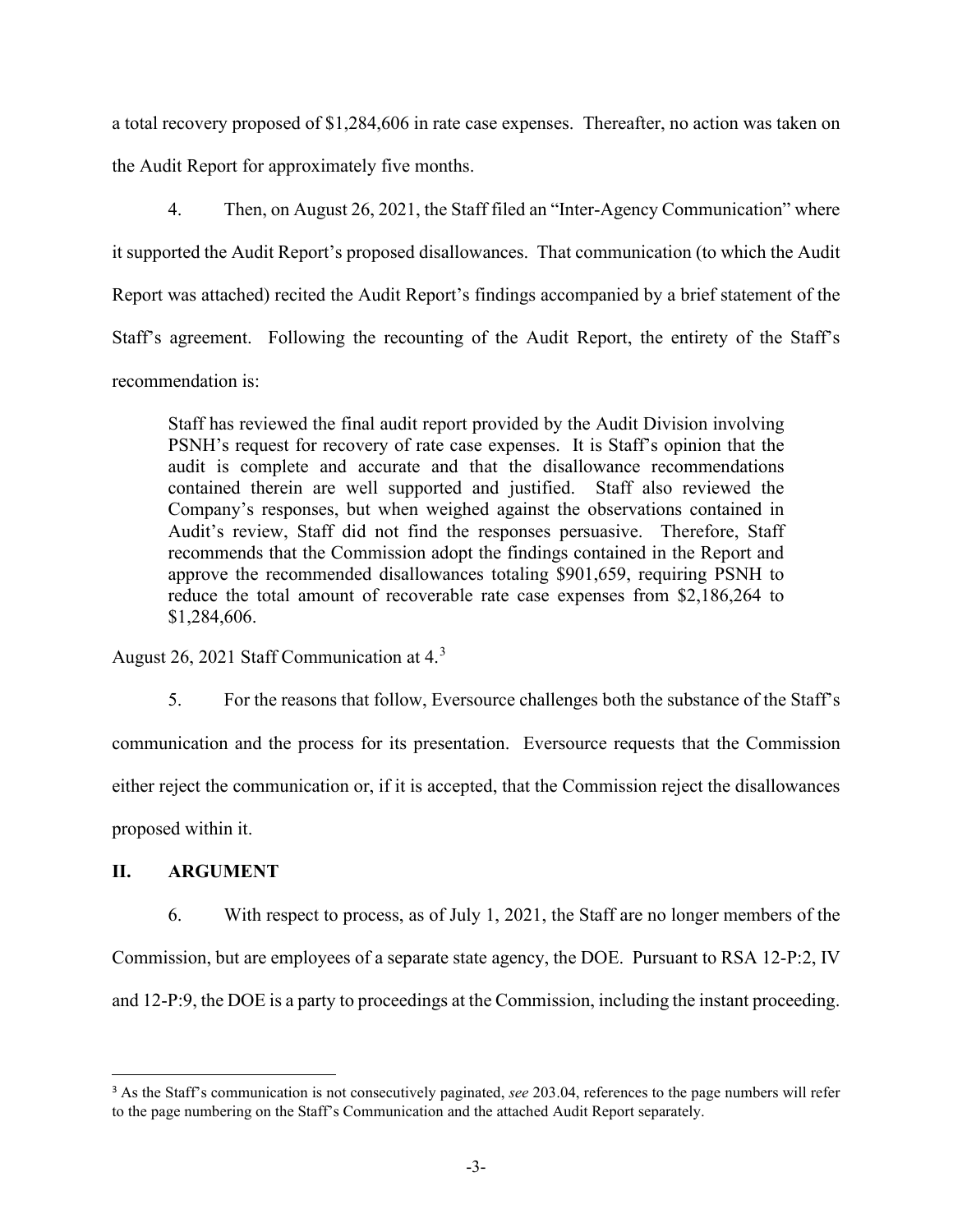a total recovery proposed of $1,284,606 in rate case expenses. Thereafter, no action was taken on the Audit Report for approximately five months.

4. Then, on August 26, 2021, the Staff filed an "Inter-Agency Communication" where it supported the Audit Report's proposed disallowances. That communication (to which the Audit Report was attached) recited the Audit Report's findings accompanied by a brief statement of the Staff's agreement. Following the recounting of the Audit Report, the entirety of the Staff's recommendation is:

> Staff has reviewed the final audit report provided by the Audit Division involving PSNH's request for recovery of rate case expenses. It is Staff's opinion that the audit is complete and accurate and that the disallowance recommendations contained therein are well supported and justified. Staff also reviewed the Company's responses, but when weighed against the observations contained in Audit's review, Staff did not find the responses persuasive. Therefore, Staff recommends that the Commission adopt the findings contained in the Report and approve the recommended disallowances totaling $901,659, requiring PSNH to reduce the total amount of recoverable rate case expenses from $2,186,264 to $1,284,606.

August 26, 2021 Staff Communication at 4.[3]

5. For the reasons that follow, Eversource challenges both the substance of the Staff's communication and the process for its presentation. Eversource requests that the Commission either reject the communication or, if it is accepted, that the Commission reject the disallowances proposed within it.

## II. ARGUMENT

6. With respect to process, as of July 1, 2021, the Staff are no longer members of the Commission, but are employees of a separate state agency, the DOE. Pursuant to RSA 12-P:2, IV and 12-P:9, the DOE is a party to proceedings at the Commission, including the instant proceeding.

---

[3] As the Staff's communication is not consecutively paginated, *see* 203.04, references to the page numbers will refer to the page numbering on the Staff's Communication and the attached Audit Report separately.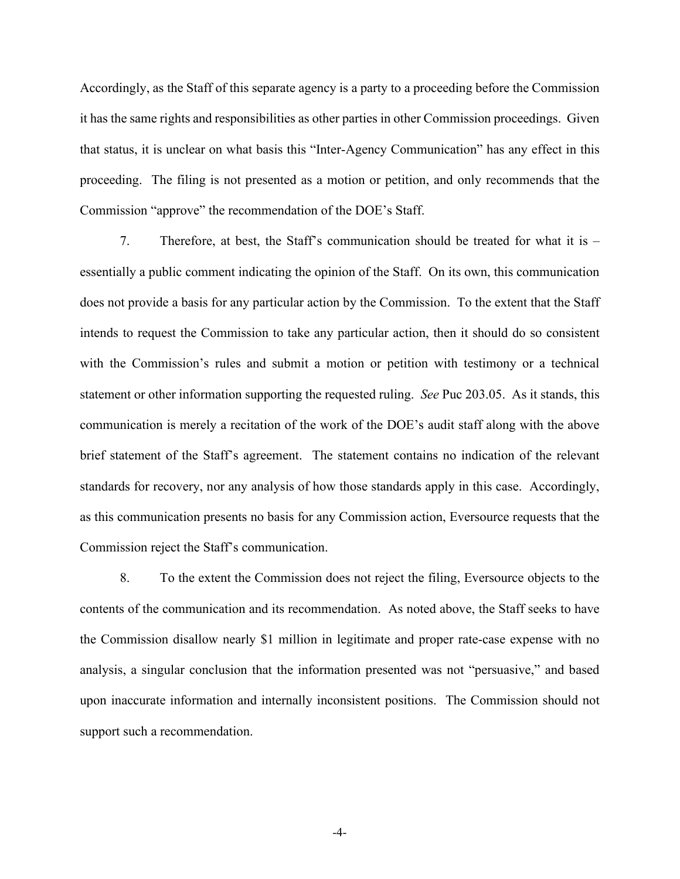Accordingly, as the Staff of this separate agency is a party to a proceeding before the Commission it has the same rights and responsibilities as other parties in other Commission proceedings. Given that status, it is unclear on what basis this "Inter-Agency Communication" has any effect in this proceeding. The filing is not presented as a motion or petition, and only recommends that the Commission "approve" the recommendation of the DOE's Staff.

7. Therefore, at best, the Staff's communication should be treated for what it is – essentially a public comment indicating the opinion of the Staff. On its own, this communication does not provide a basis for any particular action by the Commission. To the extent that the Staff intends to request the Commission to take any particular action, then it should do so consistent with the Commission's rules and submit a motion or petition with testimony or a technical statement or other information supporting the requested ruling. *See* Puc 203.05. As it stands, this communication is merely a recitation of the work of the DOE's audit staff along with the above brief statement of the Staff's agreement. The statement contains no indication of the relevant standards for recovery, nor any analysis of how those standards apply in this case. Accordingly, as this communication presents no basis for any Commission action, Eversource requests that the Commission reject the Staff's communication.

8. To the extent the Commission does not reject the filing, Eversource objects to the contents of the communication and its recommendation. As noted above, the Staff seeks to have the Commission disallow nearly $1 million in legitimate and proper rate-case expense with no analysis, a singular conclusion that the information presented was not "persuasive," and based upon inaccurate information and internally inconsistent positions. The Commission should not support such a recommendation.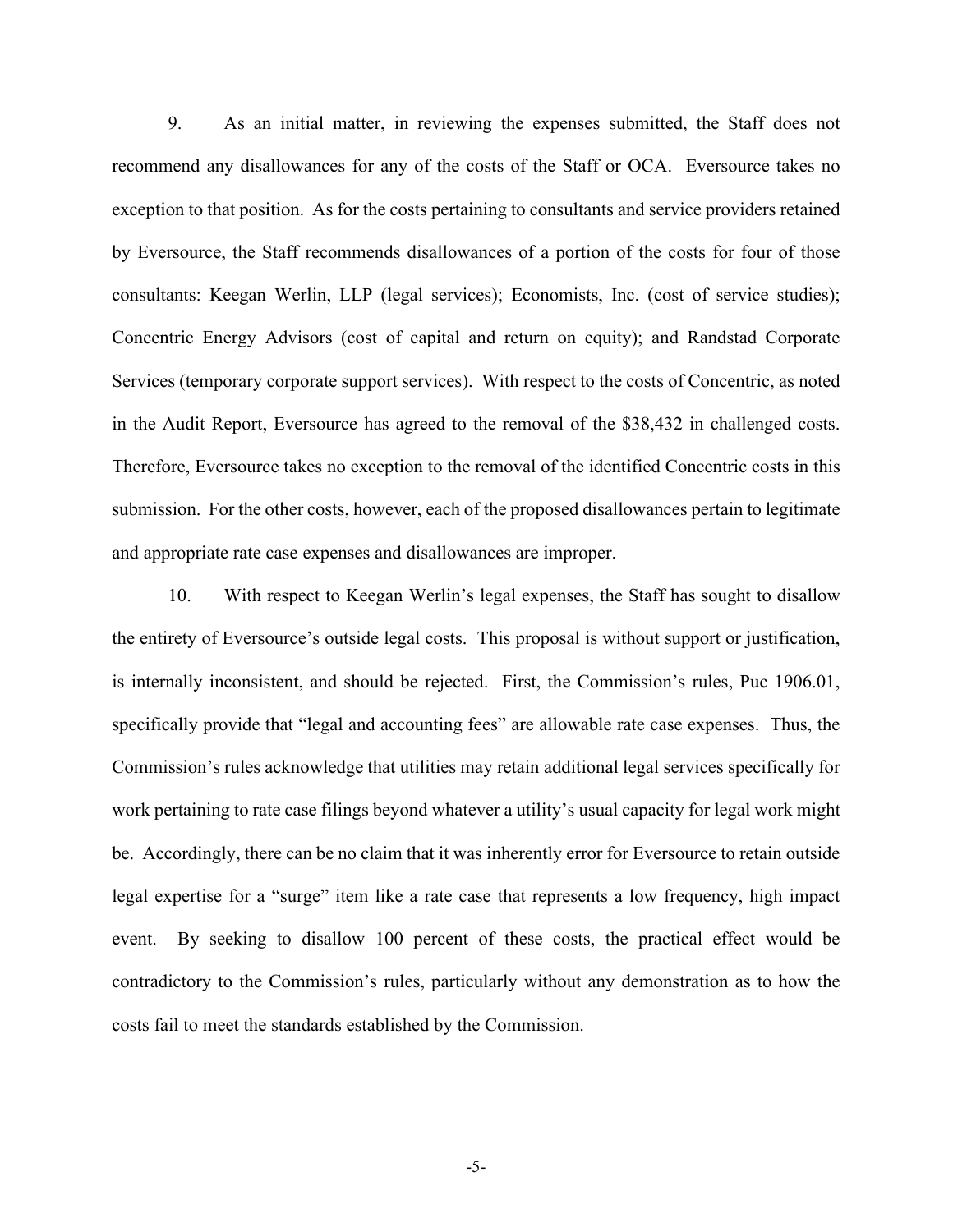9. As an initial matter, in reviewing the expenses submitted, the Staff does not recommend any disallowances for any of the costs of the Staff or OCA. Eversource takes no exception to that position. As for the costs pertaining to consultants and service providers retained by Eversource, the Staff recommends disallowances of a portion of the costs for four of those consultants: Keegan Werlin, LLP (legal services); Economists, Inc. (cost of service studies); Concentric Energy Advisors (cost of capital and return on equity); and Randstad Corporate Services (temporary corporate support services). With respect to the costs of Concentric, as noted in the Audit Report, Eversource has agreed to the removal of the $38,432 in challenged costs. Therefore, Eversource takes no exception to the removal of the identified Concentric costs in this submission. For the other costs, however, each of the proposed disallowances pertain to legitimate and appropriate rate case expenses and disallowances are improper.

10. With respect to Keegan Werlin's legal expenses, the Staff has sought to disallow the entirety of Eversource's outside legal costs. This proposal is without support or justification, is internally inconsistent, and should be rejected. First, the Commission's rules, Puc 1906.01, specifically provide that "legal and accounting fees" are allowable rate case expenses. Thus, the Commission's rules acknowledge that utilities may retain additional legal services specifically for work pertaining to rate case filings beyond whatever a utility's usual capacity for legal work might be. Accordingly, there can be no claim that it was inherently error for Eversource to retain outside legal expertise for a "surge" item like a rate case that represents a low frequency, high impact event. By seeking to disallow 100 percent of these costs, the practical effect would be contradictory to the Commission's rules, particularly without any demonstration as to how the costs fail to meet the standards established by the Commission.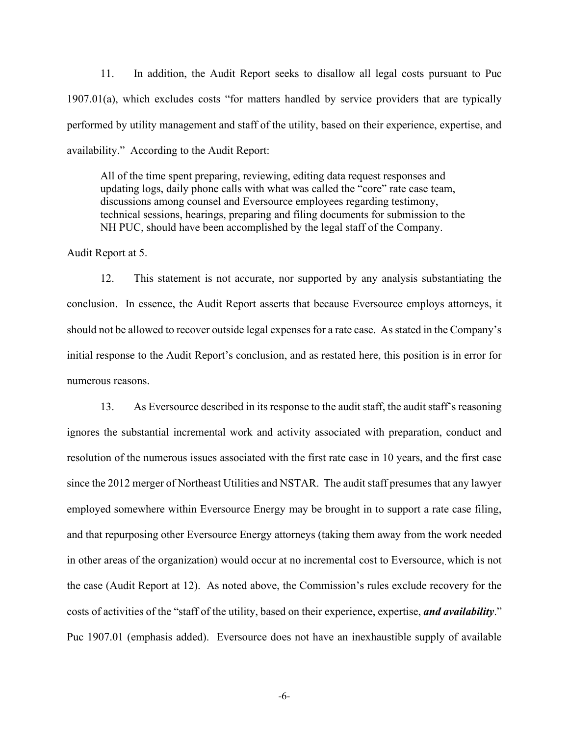11. In addition, the Audit Report seeks to disallow all legal costs pursuant to Puc 1907.01(a), which excludes costs "for matters handled by service providers that are typically performed by utility management and staff of the utility, based on their experience, expertise, and availability." According to the Audit Report:

> All of the time spent preparing, reviewing, editing data request responses and updating logs, daily phone calls with what was called the "core" rate case team, discussions among counsel and Eversource employees regarding testimony, technical sessions, hearings, preparing and filing documents for submission to the NH PUC, should have been accomplished by the legal staff of the Company.

Audit Report at 5.

12. This statement is not accurate, nor supported by any analysis substantiating the conclusion. In essence, the Audit Report asserts that because Eversource employs attorneys, it should not be allowed to recover outside legal expenses for a rate case. As stated in the Company's initial response to the Audit Report's conclusion, and as restated here, this position is in error for numerous reasons.

13. As Eversource described in its response to the audit staff, the audit staff's reasoning ignores the substantial incremental work and activity associated with preparation, conduct and resolution of the numerous issues associated with the first rate case in 10 years, and the first case since the 2012 merger of Northeast Utilities and NSTAR. The audit staff presumes that any lawyer employed somewhere within Eversource Energy may be brought in to support a rate case filing, and that repurposing other Eversource Energy attorneys (taking them away from the work needed in other areas of the organization) would occur at no incremental cost to Eversource, which is not the case (Audit Report at 12). As noted above, the Commission's rules exclude recovery for the costs of activities of the "staff of the utility, based on their experience, expertise, ***and availability***." Puc 1907.01 (emphasis added). Eversource does not have an inexhaustible supply of available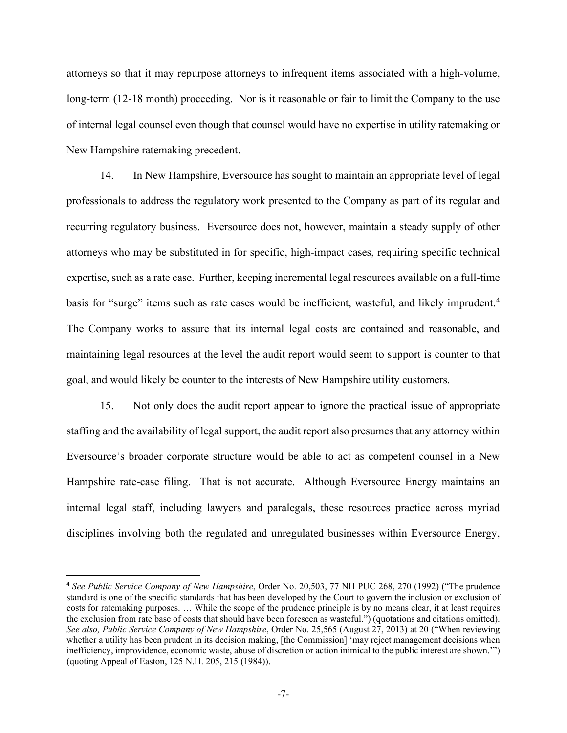attorneys so that it may repurpose attorneys to infrequent items associated with a high-volume, long-term (12-18 month) proceeding. Nor is it reasonable or fair to limit the Company to the use of internal legal counsel even though that counsel would have no expertise in utility ratemaking or New Hampshire ratemaking precedent.

14. In New Hampshire, Eversource has sought to maintain an appropriate level of legal professionals to address the regulatory work presented to the Company as part of its regular and recurring regulatory business. Eversource does not, however, maintain a steady supply of other attorneys who may be substituted in for specific, high-impact cases, requiring specific technical expertise, such as a rate case. Further, keeping incremental legal resources available on a full-time basis for "surge" items such as rate cases would be inefficient, wasteful, and likely imprudent.[4] The Company works to assure that its internal legal costs are contained and reasonable, and maintaining legal resources at the level the audit report would seem to support is counter to that goal, and would likely be counter to the interests of New Hampshire utility customers.

15. Not only does the audit report appear to ignore the practical issue of appropriate staffing and the availability of legal support, the audit report also presumes that any attorney within Eversource's broader corporate structure would be able to act as competent counsel in a New Hampshire rate-case filing. That is not accurate. Although Eversource Energy maintains an internal legal staff, including lawyers and paralegals, these resources practice across myriad disciplines involving both the regulated and unregulated businesses within Eversource Energy,

---

[4] *See Public Service Company of New Hampshire*, Order No. 20,503, 77 NH PUC 268, 270 (1992) ("The prudence standard is one of the specific standards that has been developed by the Court to govern the inclusion or exclusion of costs for ratemaking purposes. … While the scope of the prudence principle is by no means clear, it at least requires the exclusion from rate base of costs that should have been foreseen as wasteful.") (quotations and citations omitted). *See also, Public Service Company of New Hampshire*, Order No. 25,565 (August 27, 2013) at 20 ("When reviewing whether a utility has been prudent in its decision making, [the Commission] 'may reject management decisions when inefficiency, improvidence, economic waste, abuse of discretion or action inimical to the public interest are shown.'") (quoting Appeal of Easton, 125 N.H. 205, 215 (1984)).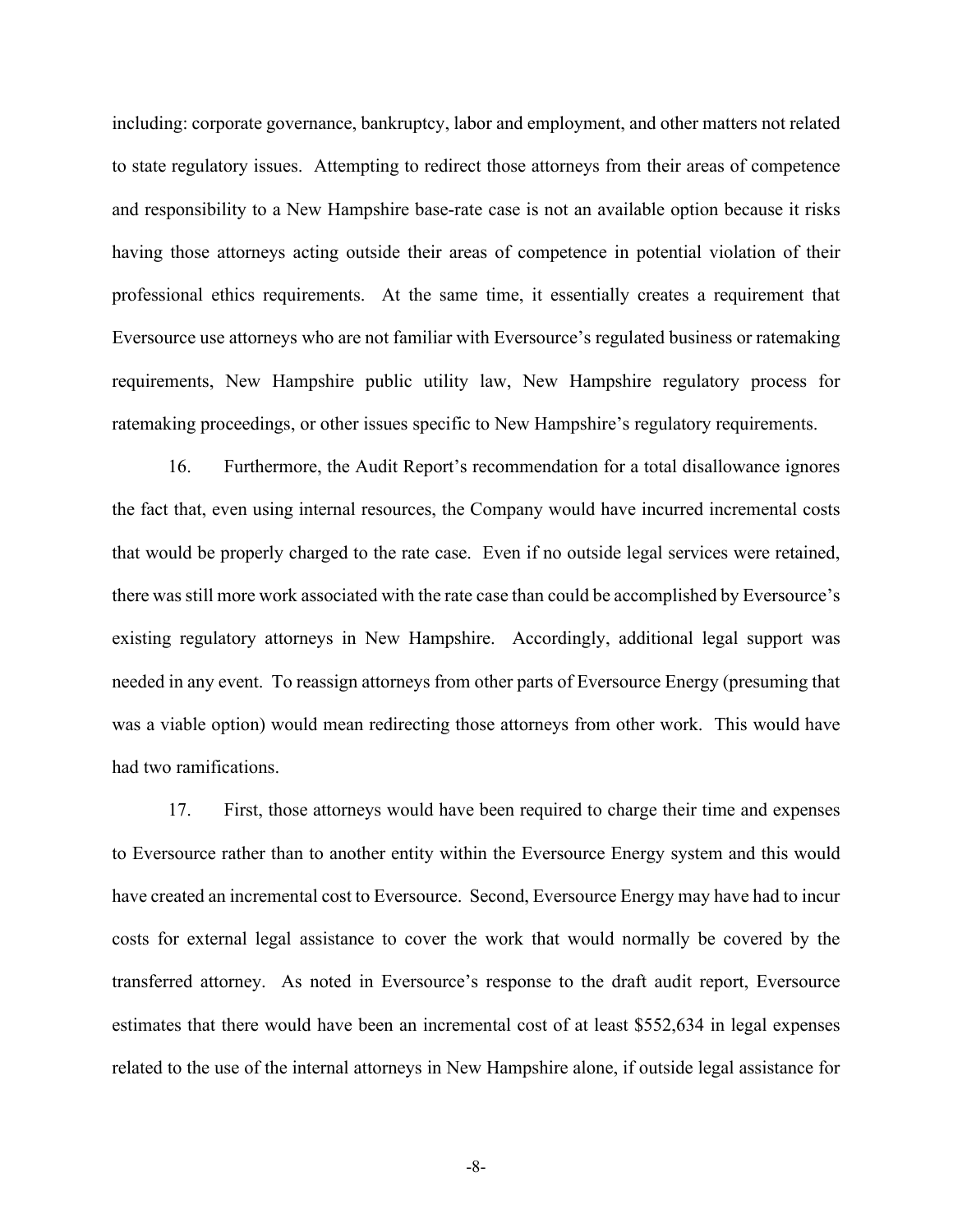including: corporate governance, bankruptcy, labor and employment, and other matters not related to state regulatory issues. Attempting to redirect those attorneys from their areas of competence and responsibility to a New Hampshire base-rate case is not an available option because it risks having those attorneys acting outside their areas of competence in potential violation of their professional ethics requirements. At the same time, it essentially creates a requirement that Eversource use attorneys who are not familiar with Eversource's regulated business or ratemaking requirements, New Hampshire public utility law, New Hampshire regulatory process for ratemaking proceedings, or other issues specific to New Hampshire's regulatory requirements.

16. Furthermore, the Audit Report's recommendation for a total disallowance ignores the fact that, even using internal resources, the Company would have incurred incremental costs that would be properly charged to the rate case. Even if no outside legal services were retained, there was still more work associated with the rate case than could be accomplished by Eversource's existing regulatory attorneys in New Hampshire. Accordingly, additional legal support was needed in any event. To reassign attorneys from other parts of Eversource Energy (presuming that was a viable option) would mean redirecting those attorneys from other work. This would have had two ramifications.

17. First, those attorneys would have been required to charge their time and expenses to Eversource rather than to another entity within the Eversource Energy system and this would have created an incremental cost to Eversource. Second, Eversource Energy may have had to incur costs for external legal assistance to cover the work that would normally be covered by the transferred attorney. As noted in Eversource's response to the draft audit report, Eversource estimates that there would have been an incremental cost of at least $552,634 in legal expenses related to the use of the internal attorneys in New Hampshire alone, if outside legal assistance for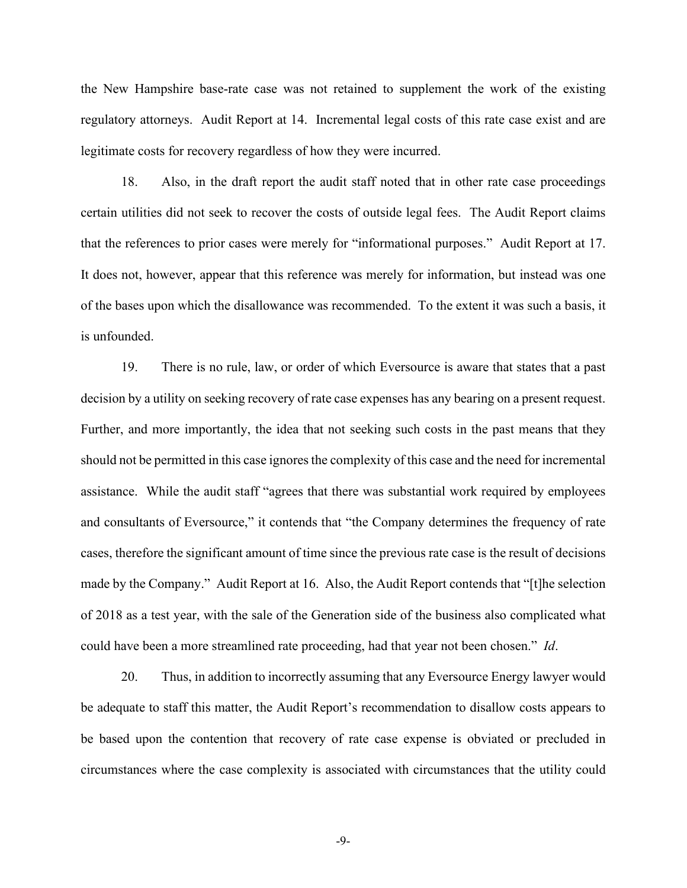the New Hampshire base-rate case was not retained to supplement the work of the existing regulatory attorneys. Audit Report at 14. Incremental legal costs of this rate case exist and are legitimate costs for recovery regardless of how they were incurred.

18. Also, in the draft report the audit staff noted that in other rate case proceedings certain utilities did not seek to recover the costs of outside legal fees. The Audit Report claims that the references to prior cases were merely for "informational purposes." Audit Report at 17. It does not, however, appear that this reference was merely for information, but instead was one of the bases upon which the disallowance was recommended. To the extent it was such a basis, it is unfounded.

19. There is no rule, law, or order of which Eversource is aware that states that a past decision by a utility on seeking recovery of rate case expenses has any bearing on a present request. Further, and more importantly, the idea that not seeking such costs in the past means that they should not be permitted in this case ignores the complexity of this case and the need for incremental assistance. While the audit staff "agrees that there was substantial work required by employees and consultants of Eversource," it contends that "the Company determines the frequency of rate cases, therefore the significant amount of time since the previous rate case is the result of decisions made by the Company." Audit Report at 16. Also, the Audit Report contends that "[t]he selection of 2018 as a test year, with the sale of the Generation side of the business also complicated what could have been a more streamlined rate proceeding, had that year not been chosen." *Id*.

20. Thus, in addition to incorrectly assuming that any Eversource Energy lawyer would be adequate to staff this matter, the Audit Report's recommendation to disallow costs appears to be based upon the contention that recovery of rate case expense is obviated or precluded in circumstances where the case complexity is associated with circumstances that the utility could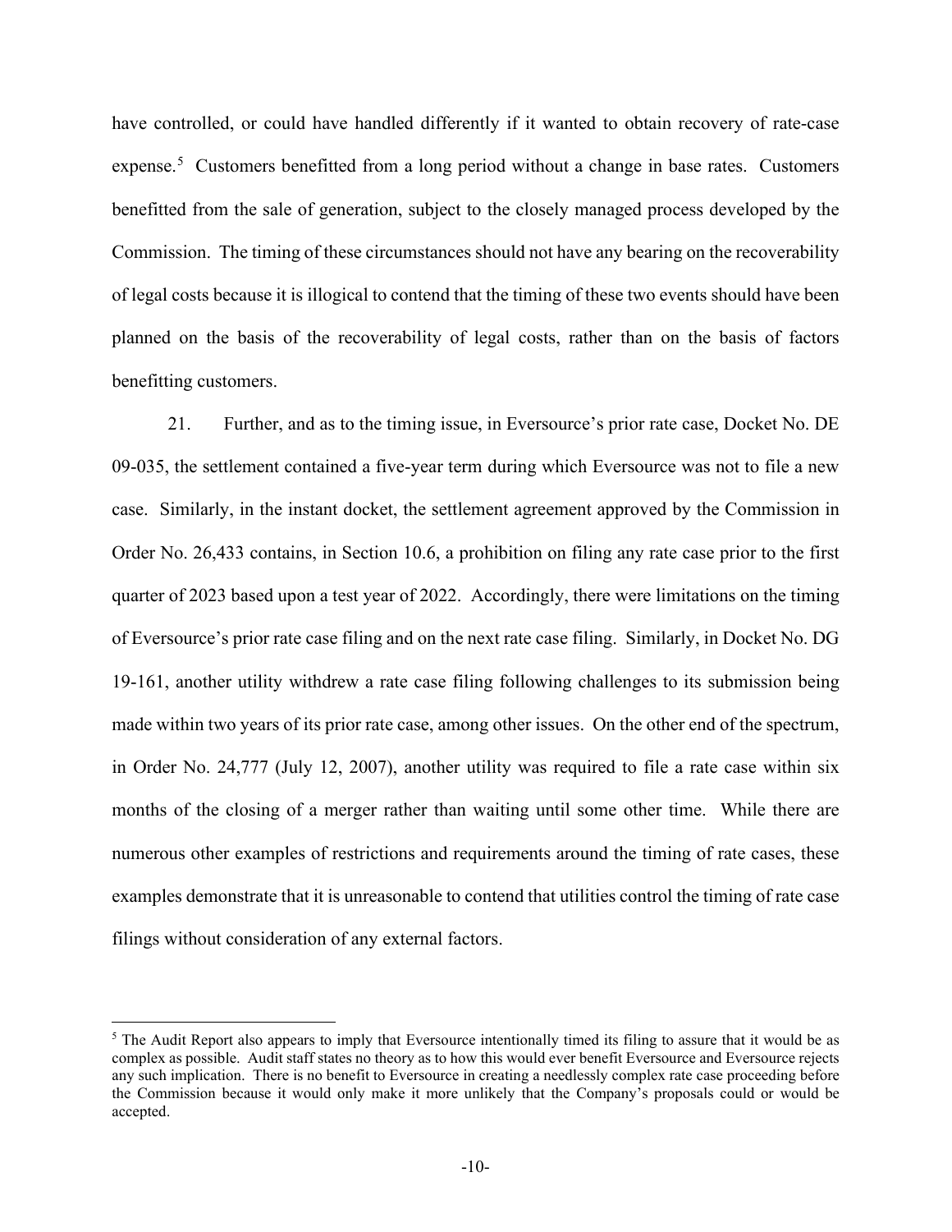have controlled, or could have handled differently if it wanted to obtain recovery of rate-case expense.[5] Customers benefitted from a long period without a change in base rates. Customers benefitted from the sale of generation, subject to the closely managed process developed by the Commission. The timing of these circumstances should not have any bearing on the recoverability of legal costs because it is illogical to contend that the timing of these two events should have been planned on the basis of the recoverability of legal costs, rather than on the basis of factors benefitting customers.

21. Further, and as to the timing issue, in Eversource's prior rate case, Docket No. DE 09-035, the settlement contained a five-year term during which Eversource was not to file a new case. Similarly, in the instant docket, the settlement agreement approved by the Commission in Order No. 26,433 contains, in Section 10.6, a prohibition on filing any rate case prior to the first quarter of 2023 based upon a test year of 2022. Accordingly, there were limitations on the timing of Eversource's prior rate case filing and on the next rate case filing. Similarly, in Docket No. DG 19-161, another utility withdrew a rate case filing following challenges to its submission being made within two years of its prior rate case, among other issues. On the other end of the spectrum, in Order No. 24,777 (July 12, 2007), another utility was required to file a rate case within six months of the closing of a merger rather than waiting until some other time. While there are numerous other examples of restrictions and requirements around the timing of rate cases, these examples demonstrate that it is unreasonable to contend that utilities control the timing of rate case filings without consideration of any external factors.

---

[5] The Audit Report also appears to imply that Eversource intentionally timed its filing to assure that it would be as complex as possible. Audit staff states no theory as to how this would ever benefit Eversource and Eversource rejects any such implication. There is no benefit to Eversource in creating a needlessly complex rate case proceeding before the Commission because it would only make it more unlikely that the Company's proposals could or would be accepted.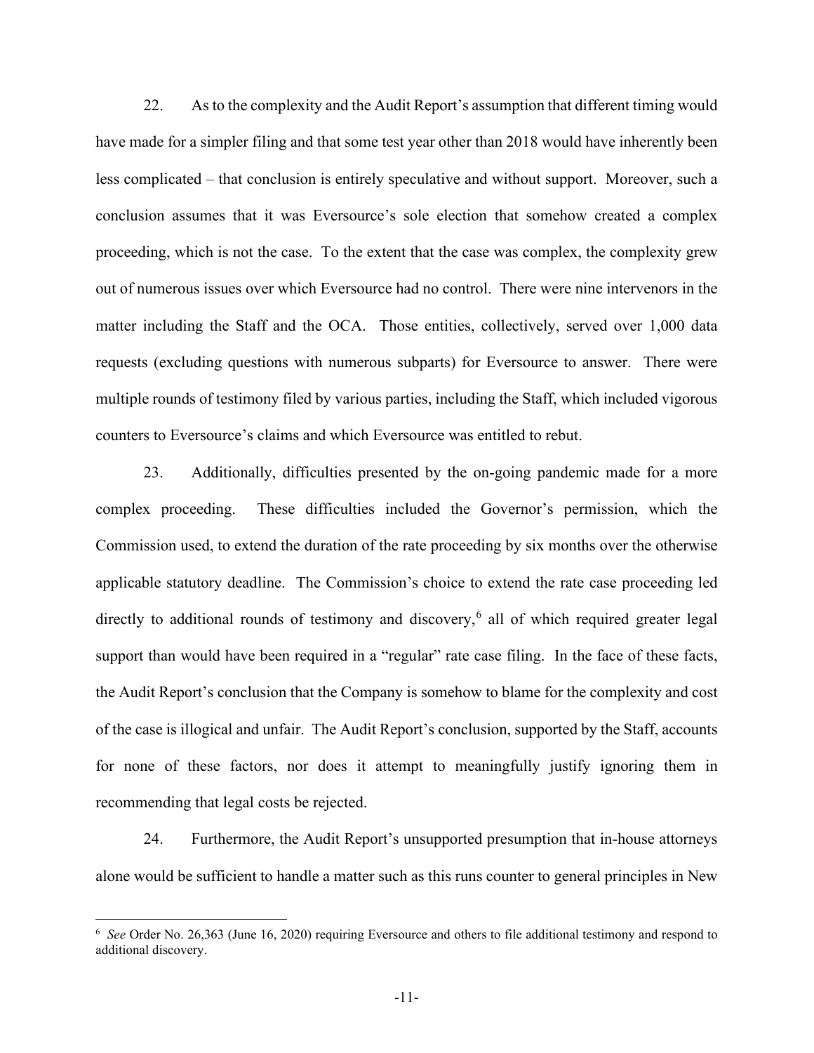22. As to the complexity and the Audit Report's assumption that different timing would have made for a simpler filing and that some test year other than 2018 would have inherently been less complicated – that conclusion is entirely speculative and without support. Moreover, such a conclusion assumes that it was Eversource's sole election that somehow created a complex proceeding, which is not the case. To the extent that the case was complex, the complexity grew out of numerous issues over which Eversource had no control. There were nine intervenors in the matter including the Staff and the OCA. Those entities, collectively, served over 1,000 data requests (excluding questions with numerous subparts) for Eversource to answer. There were multiple rounds of testimony filed by various parties, including the Staff, which included vigorous counters to Eversource's claims and which Eversource was entitled to rebut.

23. Additionally, difficulties presented by the on-going pandemic made for a more complex proceeding. These difficulties included the Governor's permission, which the Commission used, to extend the duration of the rate proceeding by six months over the otherwise applicable statutory deadline. The Commission's choice to extend the rate case proceeding led directly to additional rounds of testimony and discovery,[6] all of which required greater legal support than would have been required in a "regular" rate case filing. In the face of these facts, the Audit Report's conclusion that the Company is somehow to blame for the complexity and cost of the case is illogical and unfair. The Audit Report's conclusion, supported by the Staff, accounts for none of these factors, nor does it attempt to meaningfully justify ignoring them in recommending that legal costs be rejected.

24. Furthermore, the Audit Report's unsupported presumption that in-house attorneys alone would be sufficient to handle a matter such as this runs counter to general principles in New

---

[6] *See* Order No. 26,363 (June 16, 2020) requiring Eversource and others to file additional testimony and respond to additional discovery.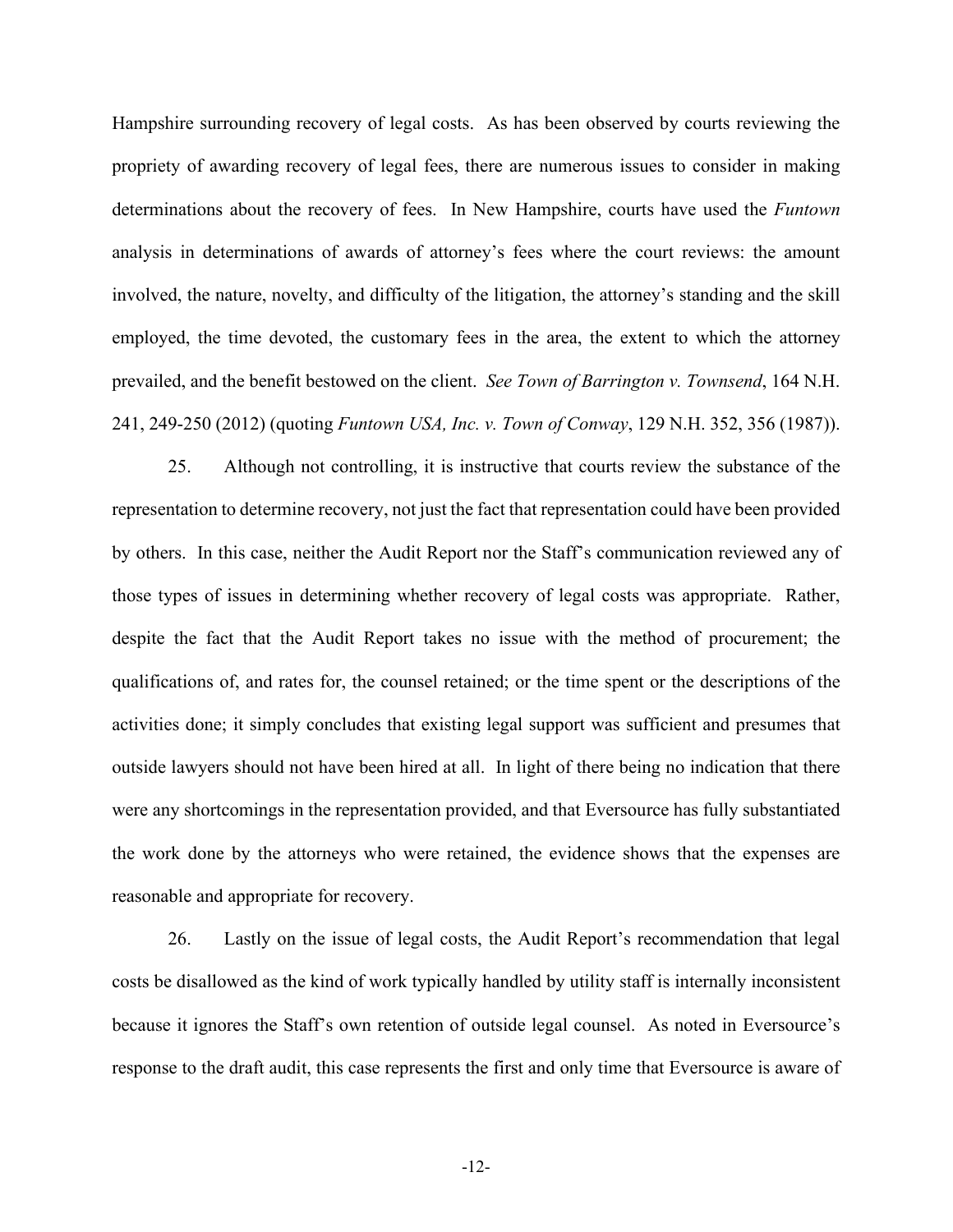Hampshire surrounding recovery of legal costs. As has been observed by courts reviewing the propriety of awarding recovery of legal fees, there are numerous issues to consider in making determinations about the recovery of fees. In New Hampshire, courts have used the *Funtown* analysis in determinations of awards of attorney's fees where the court reviews: the amount involved, the nature, novelty, and difficulty of the litigation, the attorney's standing and the skill employed, the time devoted, the customary fees in the area, the extent to which the attorney prevailed, and the benefit bestowed on the client. *See Town of Barrington v. Townsend*, 164 N.H. 241, 249-250 (2012) (quoting *Funtown USA, Inc. v. Town of Conway*, 129 N.H. 352, 356 (1987)).

25. Although not controlling, it is instructive that courts review the substance of the representation to determine recovery, not just the fact that representation could have been provided by others. In this case, neither the Audit Report nor the Staff's communication reviewed any of those types of issues in determining whether recovery of legal costs was appropriate. Rather, despite the fact that the Audit Report takes no issue with the method of procurement; the qualifications of, and rates for, the counsel retained; or the time spent or the descriptions of the activities done; it simply concludes that existing legal support was sufficient and presumes that outside lawyers should not have been hired at all. In light of there being no indication that there were any shortcomings in the representation provided, and that Eversource has fully substantiated the work done by the attorneys who were retained, the evidence shows that the expenses are reasonable and appropriate for recovery.

26. Lastly on the issue of legal costs, the Audit Report's recommendation that legal costs be disallowed as the kind of work typically handled by utility staff is internally inconsistent because it ignores the Staff's own retention of outside legal counsel. As noted in Eversource's response to the draft audit, this case represents the first and only time that Eversource is aware of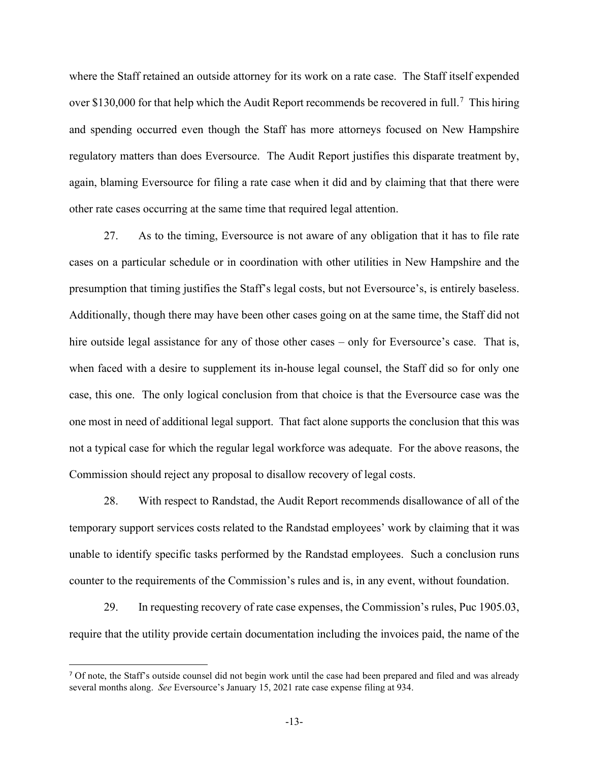where the Staff retained an outside attorney for its work on a rate case. The Staff itself expended over $130,000 for that help which the Audit Report recommends be recovered in full.[7] This hiring and spending occurred even though the Staff has more attorneys focused on New Hampshire regulatory matters than does Eversource. The Audit Report justifies this disparate treatment by, again, blaming Eversource for filing a rate case when it did and by claiming that that there were other rate cases occurring at the same time that required legal attention.

27. As to the timing, Eversource is not aware of any obligation that it has to file rate cases on a particular schedule or in coordination with other utilities in New Hampshire and the presumption that timing justifies the Staff's legal costs, but not Eversource's, is entirely baseless. Additionally, though there may have been other cases going on at the same time, the Staff did not hire outside legal assistance for any of those other cases – only for Eversource's case. That is, when faced with a desire to supplement its in-house legal counsel, the Staff did so for only one case, this one. The only logical conclusion from that choice is that the Eversource case was the one most in need of additional legal support. That fact alone supports the conclusion that this was not a typical case for which the regular legal workforce was adequate. For the above reasons, the Commission should reject any proposal to disallow recovery of legal costs.

28. With respect to Randstad, the Audit Report recommends disallowance of all of the temporary support services costs related to the Randstad employees' work by claiming that it was unable to identify specific tasks performed by the Randstad employees. Such a conclusion runs counter to the requirements of the Commission's rules and is, in any event, without foundation.

29. In requesting recovery of rate case expenses, the Commission's rules, Puc 1905.03, require that the utility provide certain documentation including the invoices paid, the name of the

[7] Of note, the Staff's outside counsel did not begin work until the case had been prepared and filed and was already several months along. *See* Eversource's January 15, 2021 rate case expense filing at 934.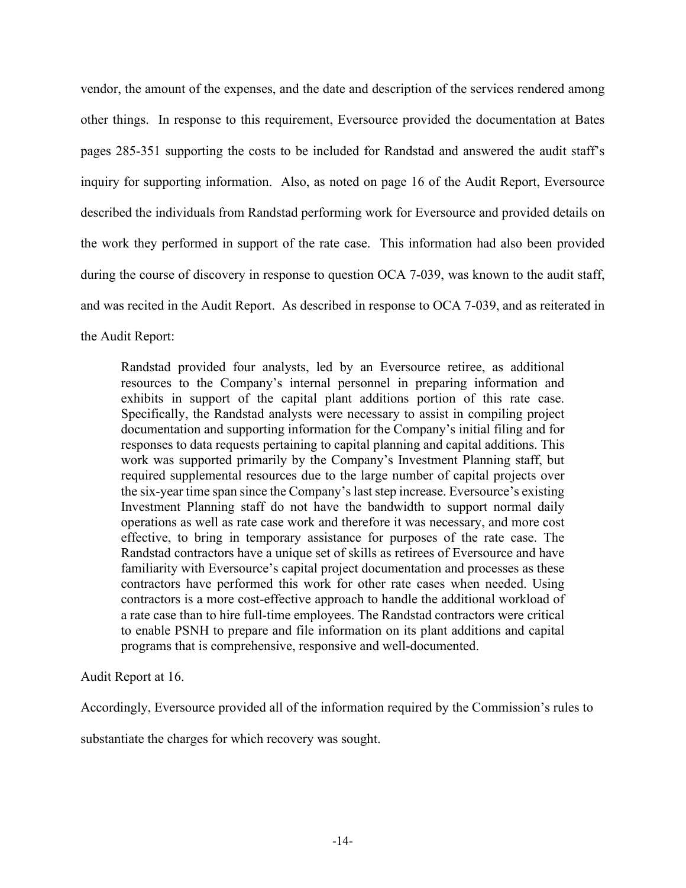vendor, the amount of the expenses, and the date and description of the services rendered among other things. In response to this requirement, Eversource provided the documentation at Bates pages 285-351 supporting the costs to be included for Randstad and answered the audit staff's inquiry for supporting information. Also, as noted on page 16 of the Audit Report, Eversource described the individuals from Randstad performing work for Eversource and provided details on the work they performed in support of the rate case. This information had also been provided during the course of discovery in response to question OCA 7-039, was known to the audit staff, and was recited in the Audit Report. As described in response to OCA 7-039, and as reiterated in the Audit Report:

> Randstad provided four analysts, led by an Eversource retiree, as additional resources to the Company's internal personnel in preparing information and exhibits in support of the capital plant additions portion of this rate case. Specifically, the Randstad analysts were necessary to assist in compiling project documentation and supporting information for the Company's initial filing and for responses to data requests pertaining to capital planning and capital additions. This work was supported primarily by the Company's Investment Planning staff, but required supplemental resources due to the large number of capital projects over the six-year time span since the Company's last step increase. Eversource's existing Investment Planning staff do not have the bandwidth to support normal daily operations as well as rate case work and therefore it was necessary, and more cost effective, to bring in temporary assistance for purposes of the rate case. The Randstad contractors have a unique set of skills as retirees of Eversource and have familiarity with Eversource's capital project documentation and processes as these contractors have performed this work for other rate cases when needed. Using contractors is a more cost-effective approach to handle the additional workload of a rate case than to hire full-time employees. The Randstad contractors were critical to enable PSNH to prepare and file information on its plant additions and capital programs that is comprehensive, responsive and well-documented.

Audit Report at 16.

Accordingly, Eversource provided all of the information required by the Commission's rules to substantiate the charges for which recovery was sought.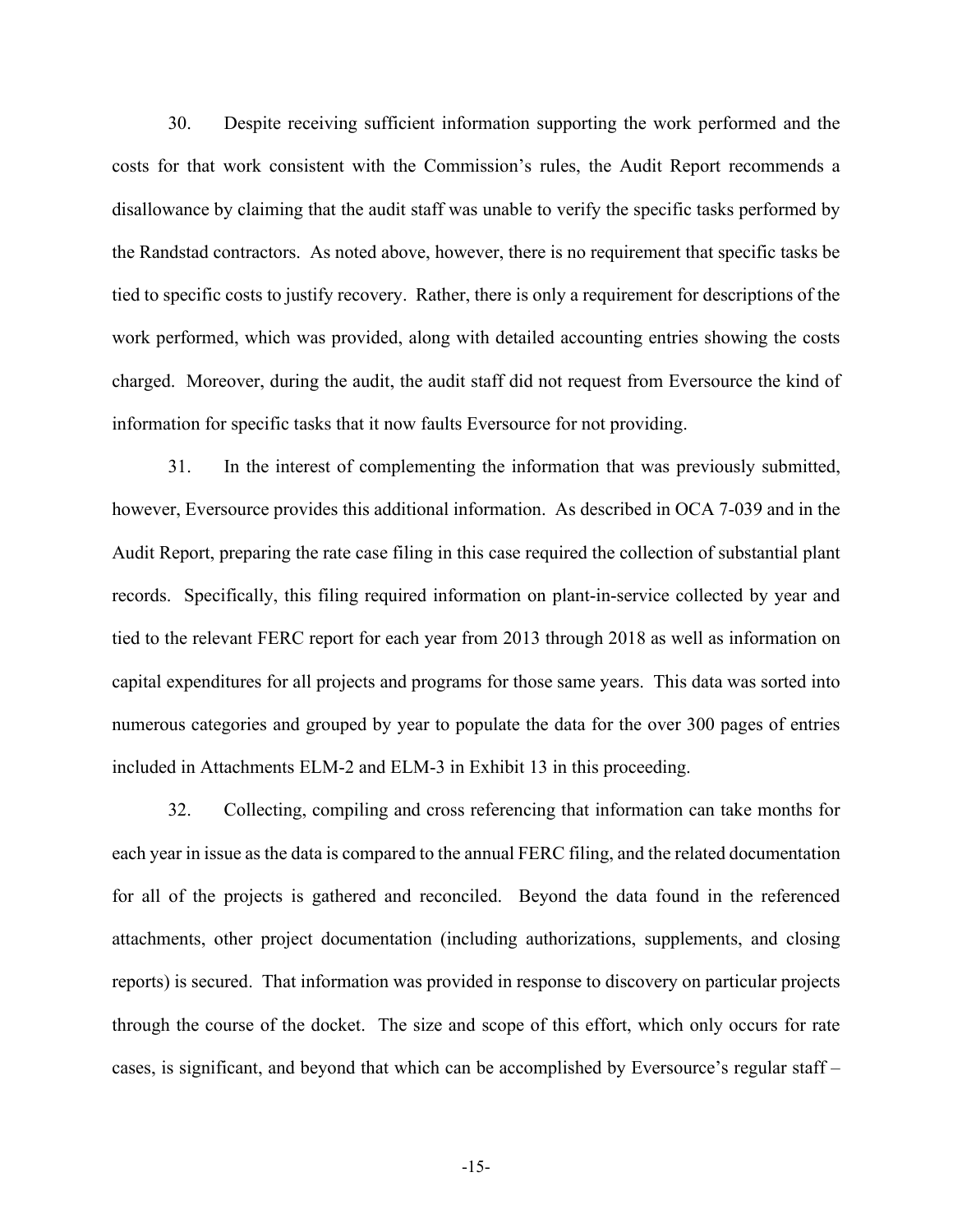30. Despite receiving sufficient information supporting the work performed and the costs for that work consistent with the Commission's rules, the Audit Report recommends a disallowance by claiming that the audit staff was unable to verify the specific tasks performed by the Randstad contractors. As noted above, however, there is no requirement that specific tasks be tied to specific costs to justify recovery. Rather, there is only a requirement for descriptions of the work performed, which was provided, along with detailed accounting entries showing the costs charged. Moreover, during the audit, the audit staff did not request from Eversource the kind of information for specific tasks that it now faults Eversource for not providing.

31. In the interest of complementing the information that was previously submitted, however, Eversource provides this additional information. As described in OCA 7-039 and in the Audit Report, preparing the rate case filing in this case required the collection of substantial plant records. Specifically, this filing required information on plant-in-service collected by year and tied to the relevant FERC report for each year from 2013 through 2018 as well as information on capital expenditures for all projects and programs for those same years. This data was sorted into numerous categories and grouped by year to populate the data for the over 300 pages of entries included in Attachments ELM-2 and ELM-3 in Exhibit 13 in this proceeding.

32. Collecting, compiling and cross referencing that information can take months for each year in issue as the data is compared to the annual FERC filing, and the related documentation for all of the projects is gathered and reconciled. Beyond the data found in the referenced attachments, other project documentation (including authorizations, supplements, and closing reports) is secured. That information was provided in response to discovery on particular projects through the course of the docket. The size and scope of this effort, which only occurs for rate cases, is significant, and beyond that which can be accomplished by Eversource's regular staff –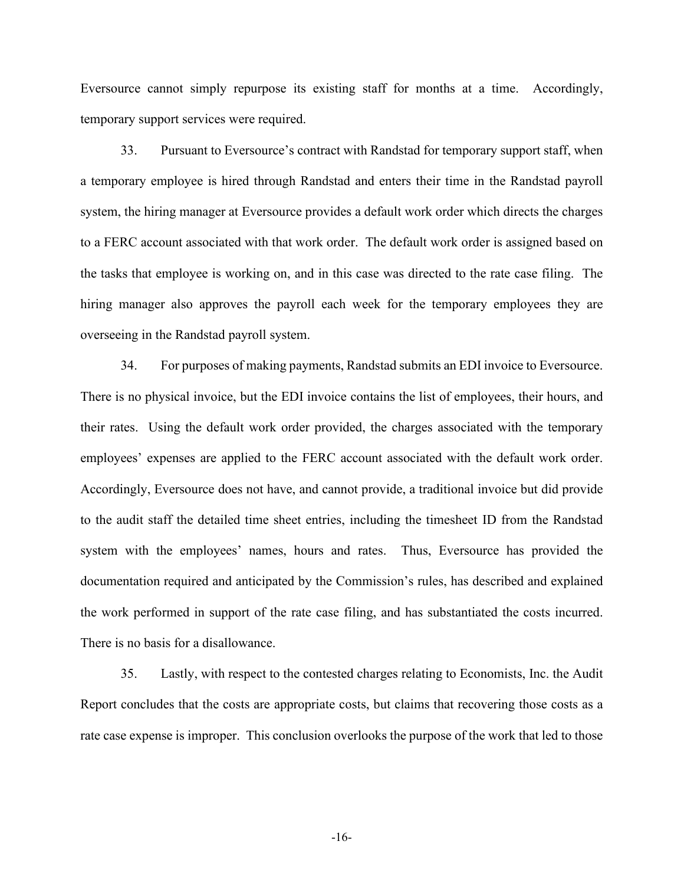Eversource cannot simply repurpose its existing staff for months at a time. Accordingly, temporary support services were required.

33. Pursuant to Eversource's contract with Randstad for temporary support staff, when a temporary employee is hired through Randstad and enters their time in the Randstad payroll system, the hiring manager at Eversource provides a default work order which directs the charges to a FERC account associated with that work order. The default work order is assigned based on the tasks that employee is working on, and in this case was directed to the rate case filing. The hiring manager also approves the payroll each week for the temporary employees they are overseeing in the Randstad payroll system.

34. For purposes of making payments, Randstad submits an EDI invoice to Eversource. There is no physical invoice, but the EDI invoice contains the list of employees, their hours, and their rates. Using the default work order provided, the charges associated with the temporary employees' expenses are applied to the FERC account associated with the default work order. Accordingly, Eversource does not have, and cannot provide, a traditional invoice but did provide to the audit staff the detailed time sheet entries, including the timesheet ID from the Randstad system with the employees' names, hours and rates. Thus, Eversource has provided the documentation required and anticipated by the Commission's rules, has described and explained the work performed in support of the rate case filing, and has substantiated the costs incurred. There is no basis for a disallowance.

35. Lastly, with respect to the contested charges relating to Economists, Inc. the Audit Report concludes that the costs are appropriate costs, but claims that recovering those costs as a rate case expense is improper. This conclusion overlooks the purpose of the work that led to those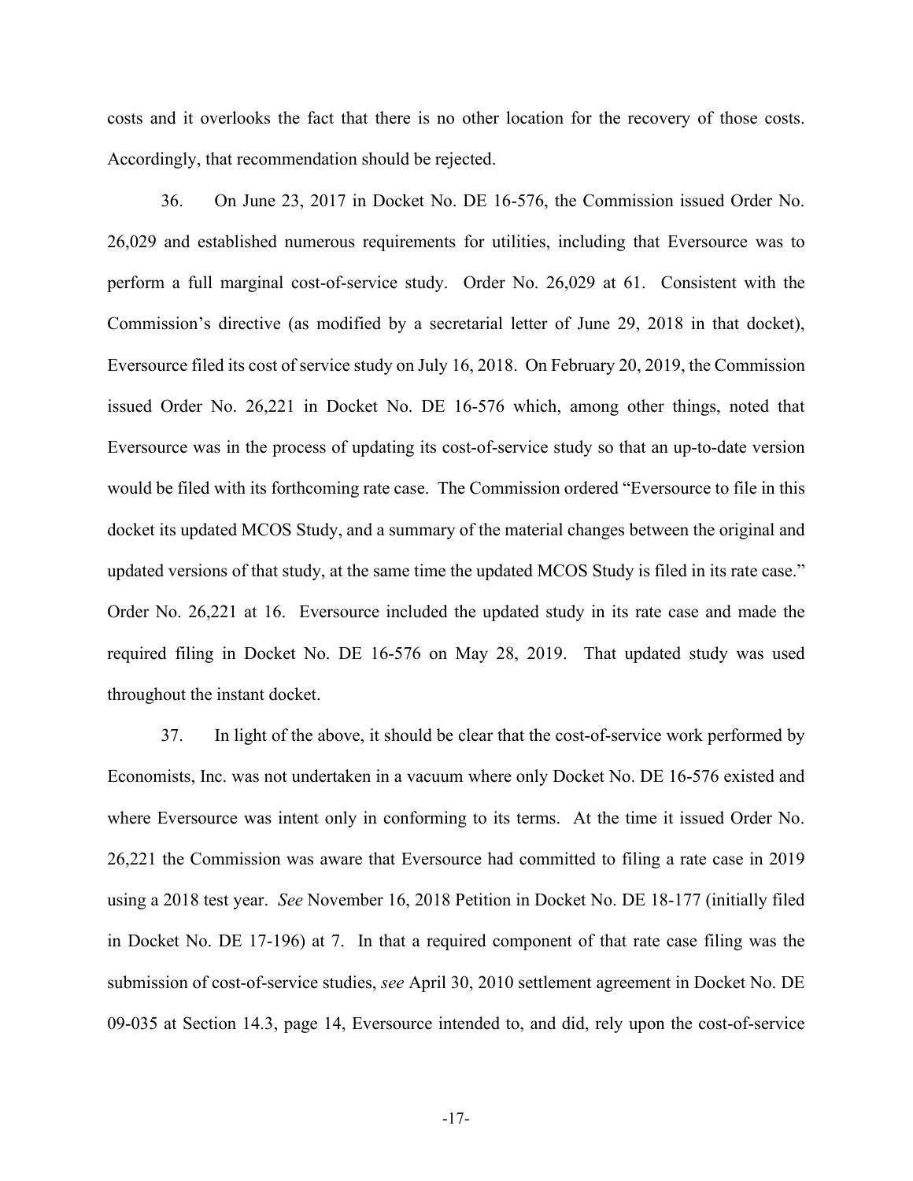costs and it overlooks the fact that there is no other location for the recovery of those costs. Accordingly, that recommendation should be rejected.

36. On June 23, 2017 in Docket No. DE 16-576, the Commission issued Order No. 26,029 and established numerous requirements for utilities, including that Eversource was to perform a full marginal cost-of-service study. Order No. 26,029 at 61. Consistent with the Commission's directive (as modified by a secretarial letter of June 29, 2018 in that docket), Eversource filed its cost of service study on July 16, 2018. On February 20, 2019, the Commission issued Order No. 26,221 in Docket No. DE 16-576 which, among other things, noted that Eversource was in the process of updating its cost-of-service study so that an up-to-date version would be filed with its forthcoming rate case. The Commission ordered "Eversource to file in this docket its updated MCOS Study, and a summary of the material changes between the original and updated versions of that study, at the same time the updated MCOS Study is filed in its rate case." Order No. 26,221 at 16. Eversource included the updated study in its rate case and made the required filing in Docket No. DE 16-576 on May 28, 2019. That updated study was used throughout the instant docket.

37. In light of the above, it should be clear that the cost-of-service work performed by Economists, Inc. was not undertaken in a vacuum where only Docket No. DE 16-576 existed and where Eversource was intent only in conforming to its terms. At the time it issued Order No. 26,221 the Commission was aware that Eversource had committed to filing a rate case in 2019 using a 2018 test year. *See* November 16, 2018 Petition in Docket No. DE 18-177 (initially filed in Docket No. DE 17-196) at 7. In that a required component of that rate case filing was the submission of cost-of-service studies, *see* April 30, 2010 settlement agreement in Docket No. DE 09-035 at Section 14.3, page 14, Eversource intended to, and did, rely upon the cost-of-service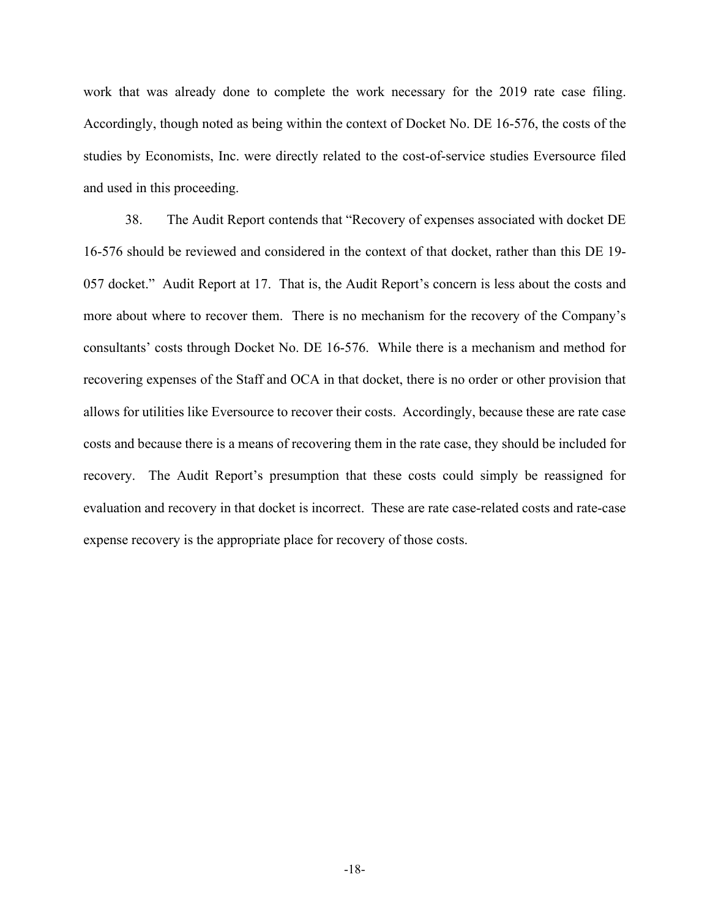work that was already done to complete the work necessary for the 2019 rate case filing. Accordingly, though noted as being within the context of Docket No. DE 16-576, the costs of the studies by Economists, Inc. were directly related to the cost-of-service studies Eversource filed and used in this proceeding.

38. The Audit Report contends that "Recovery of expenses associated with docket DE 16-576 should be reviewed and considered in the context of that docket, rather than this DE 19-057 docket." Audit Report at 17. That is, the Audit Report's concern is less about the costs and more about where to recover them. There is no mechanism for the recovery of the Company's consultants' costs through Docket No. DE 16-576. While there is a mechanism and method for recovering expenses of the Staff and OCA in that docket, there is no order or other provision that allows for utilities like Eversource to recover their costs. Accordingly, because these are rate case costs and because there is a means of recovering them in the rate case, they should be included for recovery. The Audit Report's presumption that these costs could simply be reassigned for evaluation and recovery in that docket is incorrect. These are rate case-related costs and rate-case expense recovery is the appropriate place for recovery of those costs.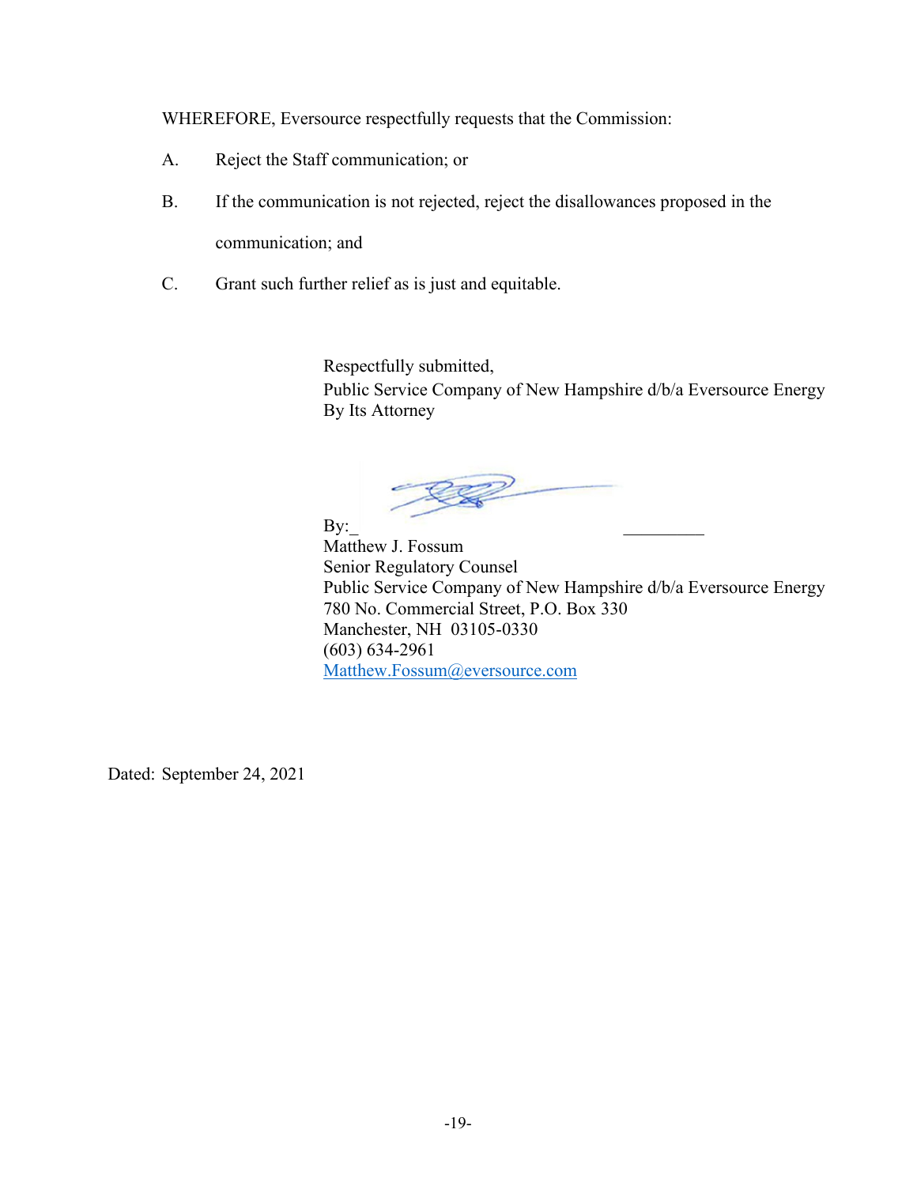WHEREFORE, Eversource respectfully requests that the Commission:

A. Reject the Staff communication; or

B. If the communication is not rejected, reject the disallowances proposed in the communication; and

C. Grant such further relief as is just and equitable.

Respectfully submitted,
Public Service Company of New Hampshire d/b/a Eversource Energy
By Its Attorney

By:_________________________
Matthew J. Fossum
Senior Regulatory Counsel
Public Service Company of New Hampshire d/b/a Eversource Energy
780 No. Commercial Street, P.O. Box 330
Manchester, NH 03105-0330
(603) 634-2961
Matthew.Fossum@eversource.com

Dated: September 24, 2021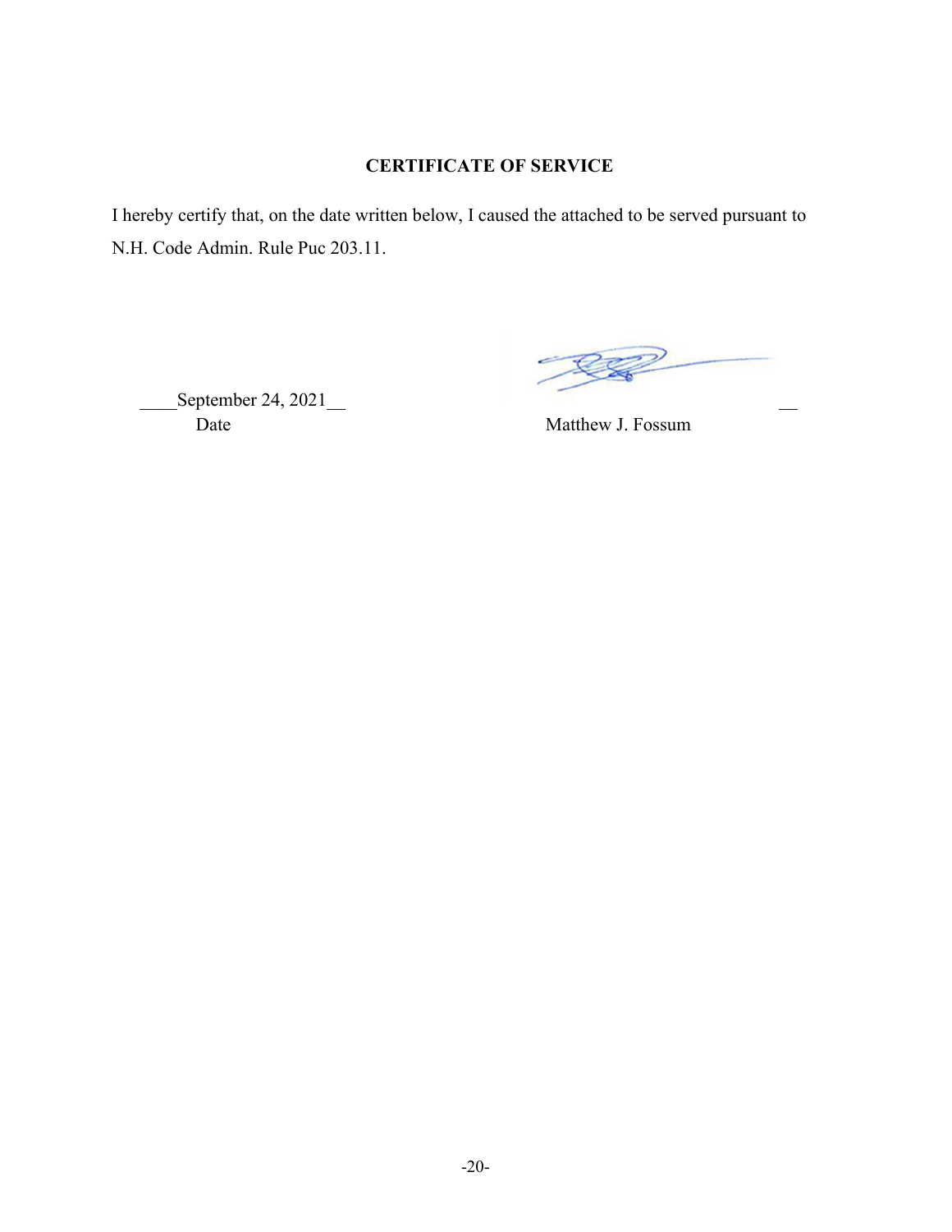**CERTIFICATE OF SERVICE**

I hereby certify that, on the date written below, I caused the attached to be served pursuant to N.H. Code Admin. Rule Puc 203.11.

____September 24, 2021__ Date

__ Matthew J. Fossum